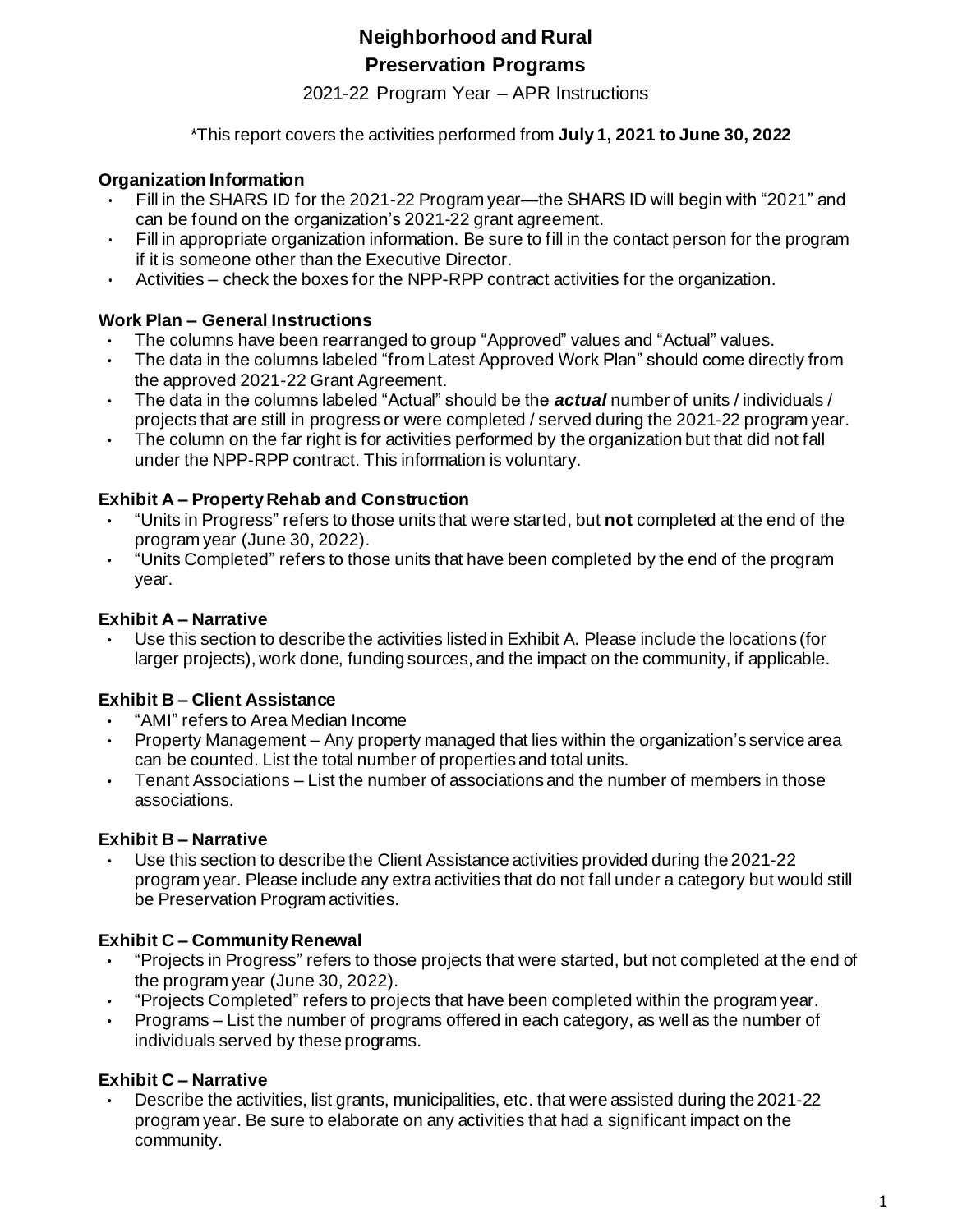# Neighborhood and Rural Preservation Programs

2021-22 Program Year – APR Instructions

*This report covers the activities performed from **July 1, 2021 to June 30, 2022**

### Organization Information

- Fill in the SHARS ID for the 2021-22 Program year—the SHARS ID will begin with "2021" and can be found on the organization's 2021-22 grant agreement.
- Fill in appropriate organization information. Be sure to fill in the contact person for the program if it is someone other than the Executive Director.
- Activities – check the boxes for the NPP-RPP contract activities for the organization.

### Work Plan – General Instructions

- The columns have been rearranged to group "Approved" values and "Actual" values.
- The data in the columns labeled "from Latest Approved Work Plan" should come directly from the approved 2021-22 Grant Agreement.
- The data in the columns labeled "Actual" should be the ***actual*** number of units / individuals / projects that are still in progress or were completed / served during the 2021-22 program year.
- The column on the far right is for activities performed by the organization but that did not fall under the NPP-RPP contract. This information is voluntary.

### Exhibit A – Property Rehab and Construction

- "Units in Progress" refers to those units that were started, but **not** completed at the end of the program year (June 30, 2022).
- "Units Completed" refers to those units that have been completed by the end of the program year.

### Exhibit A – Narrative

- Use this section to describe the activities listed in Exhibit A. Please include the locations (for larger projects), work done, funding sources, and the impact on the community, if applicable.

### Exhibit B – Client Assistance

- "AMI" refers to Area Median Income
- Property Management – Any property managed that lies within the organization's service area can be counted. List the total number of properties and total units.
- Tenant Associations – List the number of associations and the number of members in those associations.

### Exhibit B – Narrative

- Use this section to describe the Client Assistance activities provided during the 2021-22 program year. Please include any extra activities that do not fall under a category but would still be Preservation Program activities.

### Exhibit C – Community Renewal

- "Projects in Progress" refers to those projects that were started, but not completed at the end of the program year (June 30, 2022).
- "Projects Completed" refers to projects that have been completed within the program year.
- Programs – List the number of programs offered in each category, as well as the number of individuals served by these programs.

### Exhibit C – Narrative

- Describe the activities, list grants, municipalities, etc. that were assisted during the 2021-22 program year. Be sure to elaborate on any activities that had a significant impact on the community.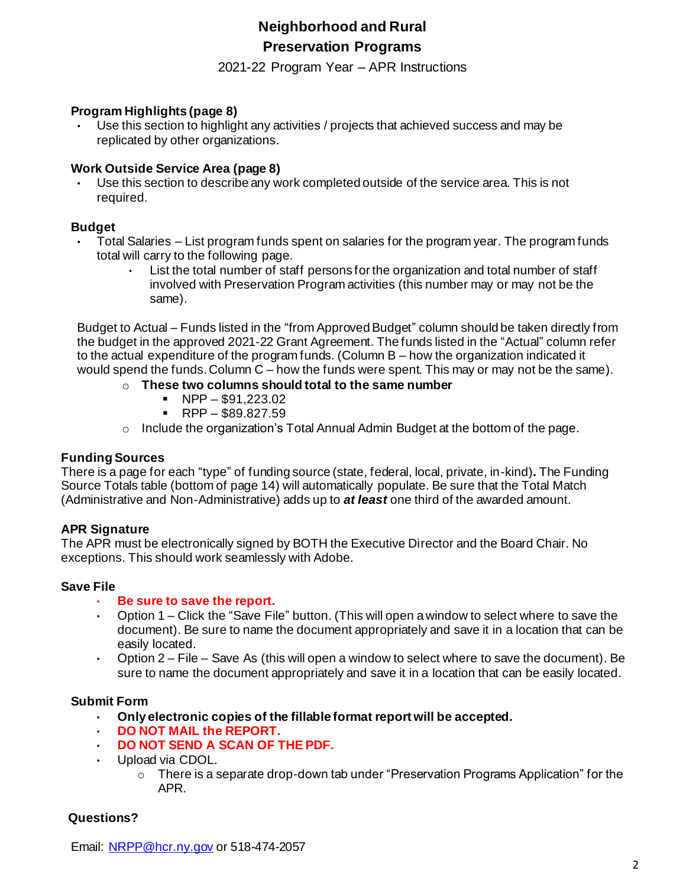# Neighborhood and Rural Preservation Programs

2021-22 Program Year – APR Instructions

**Program Highlights (page 8)**

- Use this section to highlight any activities / projects that achieved success and may be replicated by other organizations.

**Work Outside Service Area (page 8)**

- Use this section to describe any work completed outside of the service area. This is not required.

**Budget**

- Total Salaries – List program funds spent on salaries for the program year. The program funds total will carry to the following page.
  - List the total number of staff persons for the organization and total number of staff involved with Preservation Program activities (this number may or may not be the same).

Budget to Actual – Funds listed in the "from Approved Budget" column should be taken directly from the budget in the approved 2021-22 Grant Agreement. The funds listed in the "Actual" column refer to the actual expenditure of the program funds. (Column B – how the organization indicated it would spend the funds. Column C – how the funds were spent. This may or may not be the same).

- **These two columns should total to the same number**
  - NPP – $91,223.02
  - RPP – $89.827.59
- Include the organization's Total Annual Admin Budget at the bottom of the page.

**Funding Sources**

There is a page for each "type" of funding source (state, federal, local, private, in-kind)**.** The Funding Source Totals table (bottom of page 14) will automatically populate. Be sure that the Total Match (Administrative and Non-Administrative) adds up to ***at least*** one third of the awarded amount.

**APR Signature**

The APR must be electronically signed by BOTH the Executive Director and the Board Chair. No exceptions. This should work seamlessly with Adobe.

**Save File**

- **Be sure to save the report.**
- Option 1 – Click the "Save File" button. (This will open a window to select where to save the document). Be sure to name the document appropriately and save it in a location that can be easily located.
- Option 2 – File – Save As (this will open a window to select where to save the document). Be sure to name the document appropriately and save it in a location that can be easily located.

**Submit Form**

- **Only electronic copies of the fillable format report will be accepted.**
- **DO NOT MAIL the REPORT.**
- **DO NOT SEND A SCAN OF THE PDF.**
- Upload via CDOL.
  - There is a separate drop-down tab under "Preservation Programs Application" for the APR.

**Questions?**

Email: NRPP@hcr.ny.gov or 518-474-2057